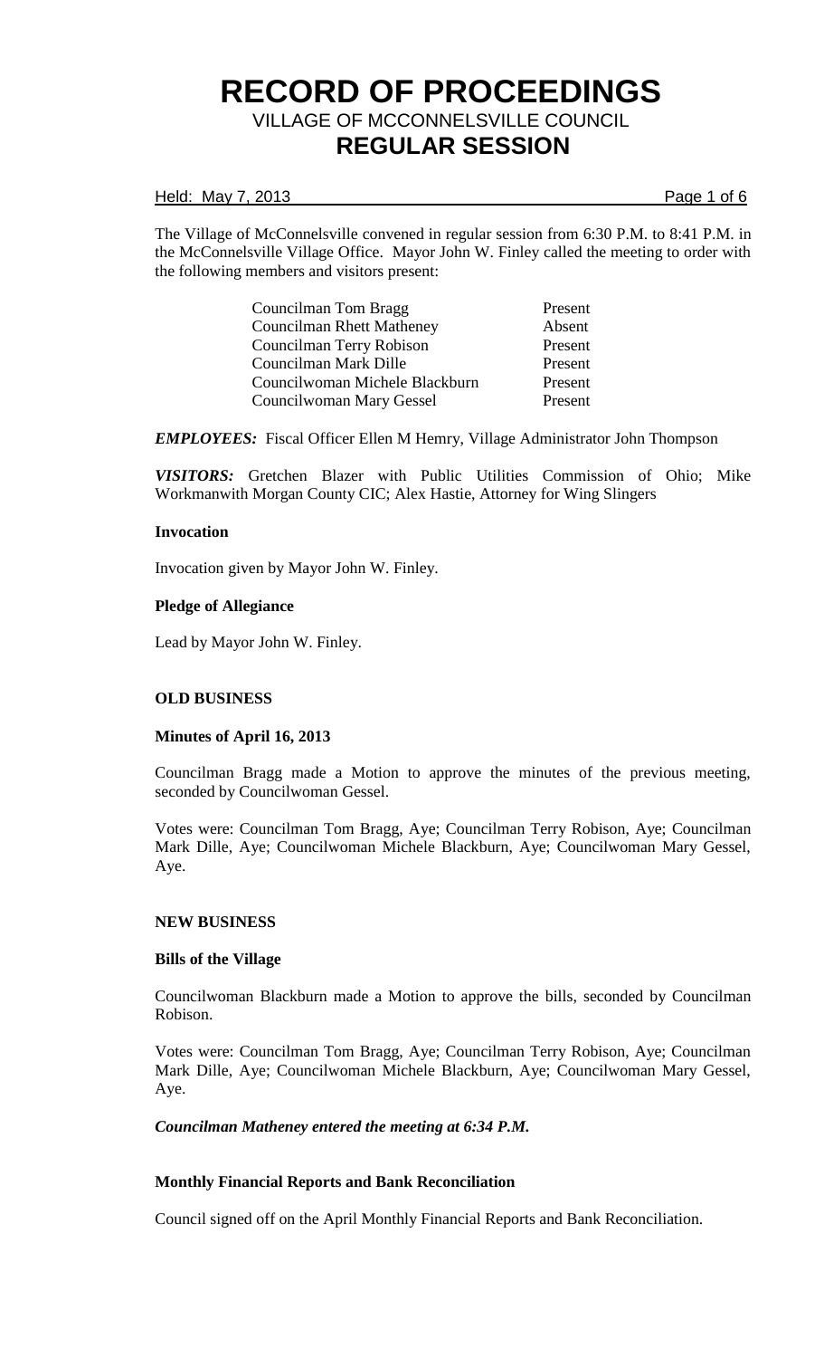# RECORD OF PROCEEDINGS

## VILLAGE OF MCCONNELSVILLE COUNCIL

## REGULAR SESSION

Held: May 7, 2013

The Village of McConnelsville convened in regular session from 6:30 P.M. to 8:41 P.M. in the McConnelsville Village Office. Mayor John W. Finley called the meeting to order with the following members and visitors present:

| | |
|---|---|
| Councilman Tom Bragg | Present |
| Councilman Rhett Matheney | Absent |
| Councilman Terry Robison | Present |
| Councilman Mark Dille | Present |
| Councilwoman Michele Blackburn | Present |
| Councilwoman Mary Gessel | Present |

***EMPLOYEES:*** Fiscal Officer Ellen M Hemry, Village Administrator John Thompson

***VISITORS:*** Gretchen Blazer with Public Utilities Commission of Ohio; Mike Workmanwith Morgan County CIC; Alex Hastie, Attorney for Wing Slingers

**Invocation**

Invocation given by Mayor John W. Finley.

**Pledge of Allegiance**

Lead by Mayor John W. Finley.

**OLD BUSINESS**

**Minutes of April 16, 2013**

Councilman Bragg made a Motion to approve the minutes of the previous meeting, seconded by Councilwoman Gessel.

Votes were: Councilman Tom Bragg, Aye; Councilman Terry Robison, Aye; Councilman Mark Dille, Aye; Councilwoman Michele Blackburn, Aye; Councilwoman Mary Gessel, Aye.

**NEW BUSINESS**

**Bills of the Village**

Councilwoman Blackburn made a Motion to approve the bills, seconded by Councilman Robison.

Votes were: Councilman Tom Bragg, Aye; Councilman Terry Robison, Aye; Councilman Mark Dille, Aye; Councilwoman Michele Blackburn, Aye; Councilwoman Mary Gessel, Aye.

***Councilman Matheney entered the meeting at 6:34 P.M.***

**Monthly Financial Reports and Bank Reconciliation**

Council signed off on the April Monthly Financial Reports and Bank Reconciliation.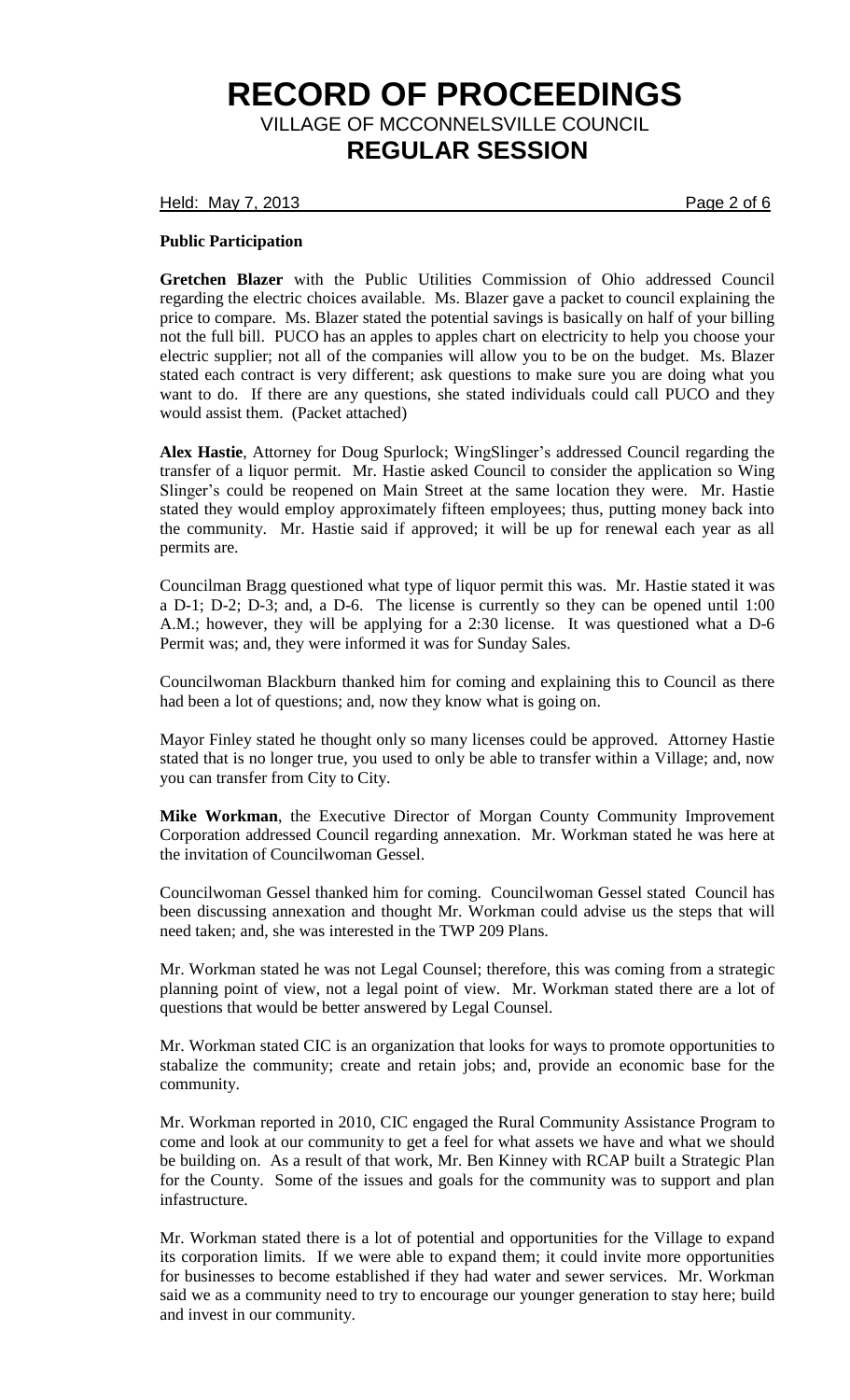**Public Participation**

**Gretchen Blazer** with the Public Utilities Commission of Ohio addressed Council regarding the electric choices available. Ms. Blazer gave a packet to council explaining the price to compare. Ms. Blazer stated the potential savings is basically on half of your billing not the full bill. PUCO has an apples to apples chart on electricity to help you choose your electric supplier; not all of the companies will allow you to be on the budget. Ms. Blazer stated each contract is very different; ask questions to make sure you are doing what you want to do. If there are any questions, she stated individuals could call PUCO and they would assist them. (Packet attached)

**Alex Hastie**, Attorney for Doug Spurlock; WingSlinger's addressed Council regarding the transfer of a liquor permit. Mr. Hastie asked Council to consider the application so Wing Slinger's could be reopened on Main Street at the same location they were. Mr. Hastie stated they would employ approximately fifteen employees; thus, putting money back into the community. Mr. Hastie said if approved; it will be up for renewal each year as all permits are.

Councilman Bragg questioned what type of liquor permit this was. Mr. Hastie stated it was a D-1; D-2; D-3; and, a D-6. The license is currently so they can be opened until 1:00 A.M.; however, they will be applying for a 2:30 license. It was questioned what a D-6 Permit was; and, they were informed it was for Sunday Sales.

Councilwoman Blackburn thanked him for coming and explaining this to Council as there had been a lot of questions; and, now they know what is going on.

Mayor Finley stated he thought only so many licenses could be approved. Attorney Hastie stated that is no longer true, you used to only be able to transfer within a Village; and, now you can transfer from City to City.

**Mike Workman**, the Executive Director of Morgan County Community Improvement Corporation addressed Council regarding annexation. Mr. Workman stated he was here at the invitation of Councilwoman Gessel.

Councilwoman Gessel thanked him for coming. Councilwoman Gessel stated Council has been discussing annexation and thought Mr. Workman could advise us the steps that will need taken; and, she was interested in the TWP 209 Plans.

Mr. Workman stated he was not Legal Counsel; therefore, this was coming from a strategic planning point of view, not a legal point of view. Mr. Workman stated there are a lot of questions that would be better answered by Legal Counsel.

Mr. Workman stated CIC is an organization that looks for ways to promote opportunities to stabalize the community; create and retain jobs; and, provide an economic base for the community.

Mr. Workman reported in 2010, CIC engaged the Rural Community Assistance Program to come and look at our community to get a feel for what assets we have and what we should be building on. As a result of that work, Mr. Ben Kinney with RCAP built a Strategic Plan for the County. Some of the issues and goals for the community was to support and plan infastructure.

Mr. Workman stated there is a lot of potential and opportunities for the Village to expand its corporation limits. If we were able to expand them; it could invite more opportunities for businesses to become established if they had water and sewer services. Mr. Workman said we as a community need to try to encourage our younger generation to stay here; build and invest in our community.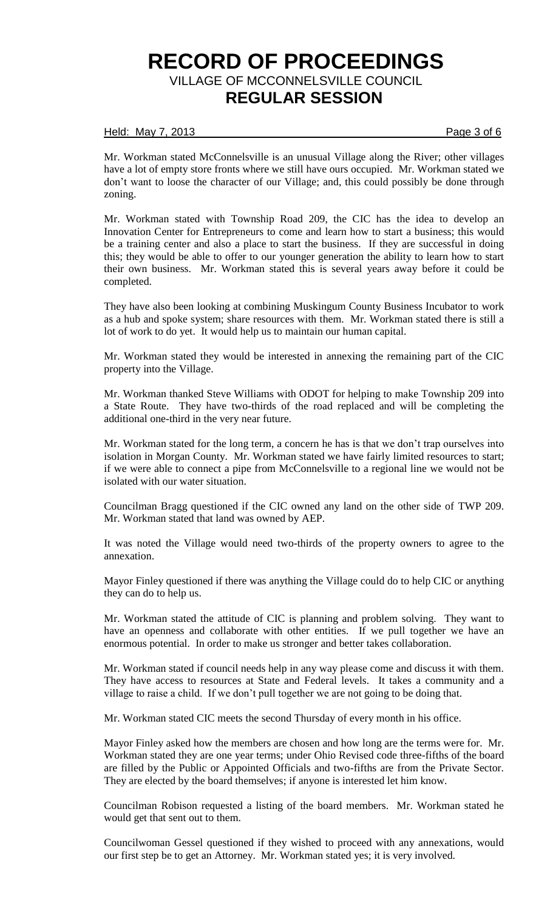Mr. Workman stated McConnelsville is an unusual Village along the River; other villages have a lot of empty store fronts where we still have ours occupied. Mr. Workman stated we don't want to loose the character of our Village; and, this could possibly be done through zoning.

Mr. Workman stated with Township Road 209, the CIC has the idea to develop an Innovation Center for Entrepreneurs to come and learn how to start a business; this would be a training center and also a place to start the business. If they are successful in doing this; they would be able to offer to our younger generation the ability to learn how to start their own business. Mr. Workman stated this is several years away before it could be completed.

They have also been looking at combining Muskingum County Business Incubator to work as a hub and spoke system; share resources with them. Mr. Workman stated there is still a lot of work to do yet. It would help us to maintain our human capital.

Mr. Workman stated they would be interested in annexing the remaining part of the CIC property into the Village.

Mr. Workman thanked Steve Williams with ODOT for helping to make Township 209 into a State Route. They have two-thirds of the road replaced and will be completing the additional one-third in the very near future.

Mr. Workman stated for the long term, a concern he has is that we don't trap ourselves into isolation in Morgan County. Mr. Workman stated we have fairly limited resources to start; if we were able to connect a pipe from McConnelsville to a regional line we would not be isolated with our water situation.

Councilman Bragg questioned if the CIC owned any land on the other side of TWP 209. Mr. Workman stated that land was owned by AEP.

It was noted the Village would need two-thirds of the property owners to agree to the annexation.

Mayor Finley questioned if there was anything the Village could do to help CIC or anything they can do to help us.

Mr. Workman stated the attitude of CIC is planning and problem solving. They want to have an openness and collaborate with other entities. If we pull together we have an enormous potential. In order to make us stronger and better takes collaboration.

Mr. Workman stated if council needs help in any way please come and discuss it with them. They have access to resources at State and Federal levels. It takes a community and a village to raise a child. If we don't pull together we are not going to be doing that.

Mr. Workman stated CIC meets the second Thursday of every month in his office.

Mayor Finley asked how the members are chosen and how long are the terms were for. Mr. Workman stated they are one year terms; under Ohio Revised code three-fifths of the board are filled by the Public or Appointed Officials and two-fifths are from the Private Sector. They are elected by the board themselves; if anyone is interested let him know.

Councilman Robison requested a listing of the board members. Mr. Workman stated he would get that sent out to them.

Councilwoman Gessel questioned if they wished to proceed with any annexations, would our first step be to get an Attorney. Mr. Workman stated yes; it is very involved.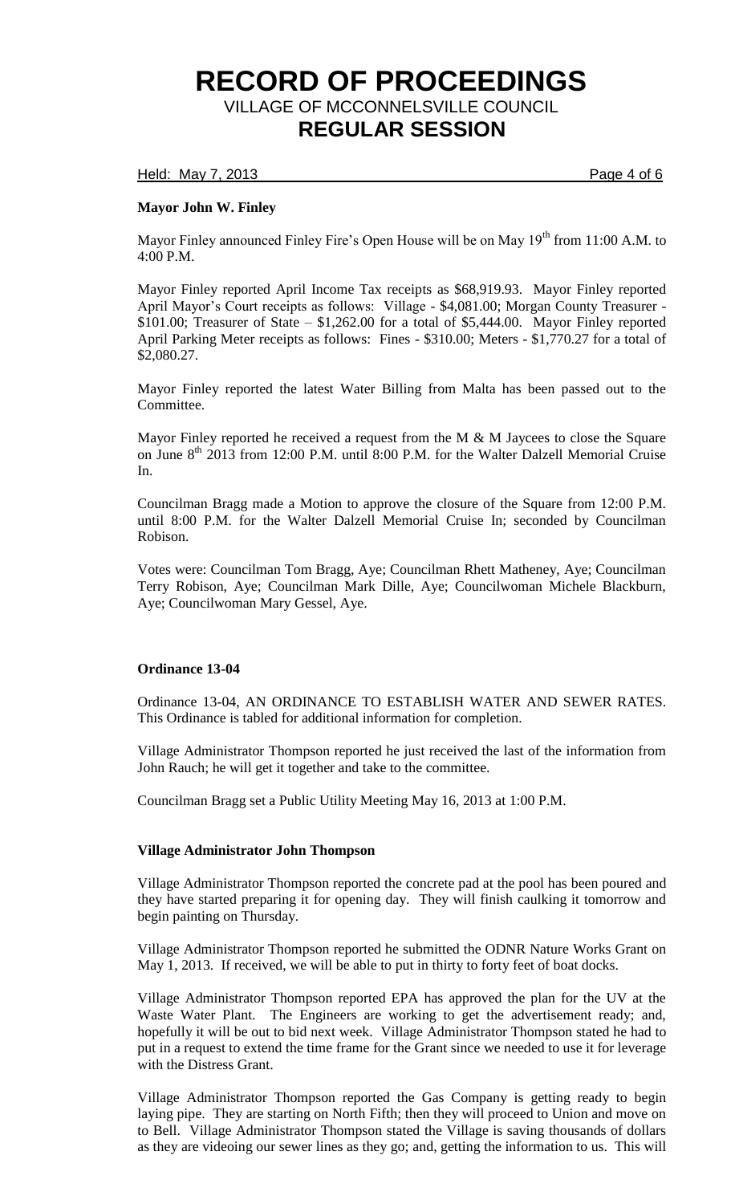**Mayor John W. Finley**

Mayor Finley announced Finley Fire's Open House will be on May 19th from 11:00 A.M. to 4:00 P.M.

Mayor Finley reported April Income Tax receipts as $68,919.93. Mayor Finley reported April Mayor's Court receipts as follows: Village - $4,081.00; Morgan County Treasurer - $101.00; Treasurer of State – $1,262.00 for a total of $5,444.00. Mayor Finley reported April Parking Meter receipts as follows: Fines - $310.00; Meters - $1,770.27 for a total of $2,080.27.

Mayor Finley reported the latest Water Billing from Malta has been passed out to the Committee.

Mayor Finley reported he received a request from the M & M Jaycees to close the Square on June 8th 2013 from 12:00 P.M. until 8:00 P.M. for the Walter Dalzell Memorial Cruise In.

Councilman Bragg made a Motion to approve the closure of the Square from 12:00 P.M. until 8:00 P.M. for the Walter Dalzell Memorial Cruise In; seconded by Councilman Robison.

Votes were: Councilman Tom Bragg, Aye; Councilman Rhett Matheney, Aye; Councilman Terry Robison, Aye; Councilman Mark Dille, Aye; Councilwoman Michele Blackburn, Aye; Councilwoman Mary Gessel, Aye.

**Ordinance 13-04**

Ordinance 13-04, AN ORDINANCE TO ESTABLISH WATER AND SEWER RATES. This Ordinance is tabled for additional information for completion.

Village Administrator Thompson reported he just received the last of the information from John Rauch; he will get it together and take to the committee.

Councilman Bragg set a Public Utility Meeting May 16, 2013 at 1:00 P.M.

**Village Administrator John Thompson**

Village Administrator Thompson reported the concrete pad at the pool has been poured and they have started preparing it for opening day. They will finish caulking it tomorrow and begin painting on Thursday.

Village Administrator Thompson reported he submitted the ODNR Nature Works Grant on May 1, 2013. If received, we will be able to put in thirty to forty feet of boat docks.

Village Administrator Thompson reported EPA has approved the plan for the UV at the Waste Water Plant. The Engineers are working to get the advertisement ready; and, hopefully it will be out to bid next week. Village Administrator Thompson stated he had to put in a request to extend the time frame for the Grant since we needed to use it for leverage with the Distress Grant.

Village Administrator Thompson reported the Gas Company is getting ready to begin laying pipe. They are starting on North Fifth; then they will proceed to Union and move on to Bell. Village Administrator Thompson stated the Village is saving thousands of dollars as they are videoing our sewer lines as they go; and, getting the information to us. This will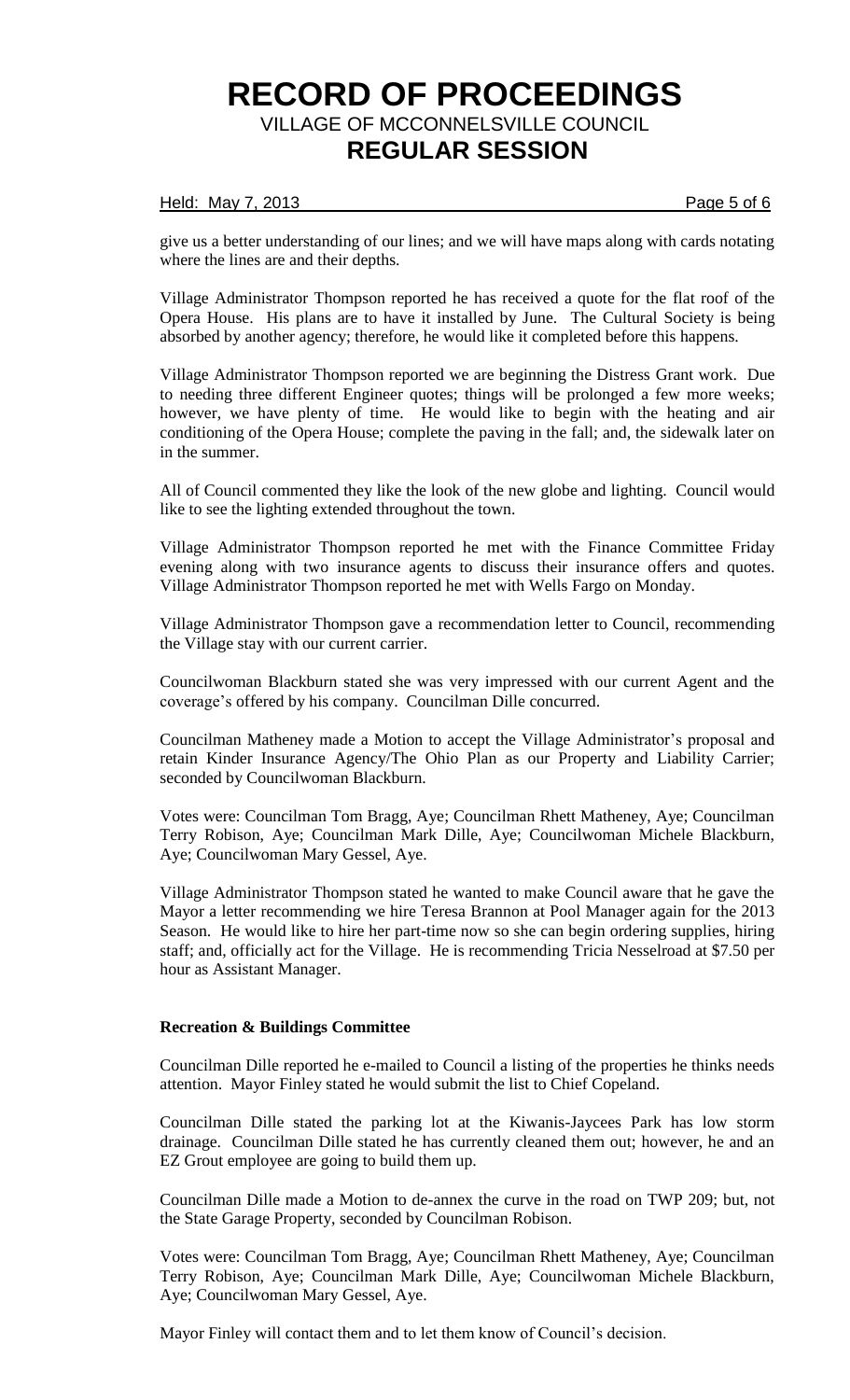give us a better understanding of our lines; and we will have maps along with cards notating where the lines are and their depths.

Village Administrator Thompson reported he has received a quote for the flat roof of the Opera House. His plans are to have it installed by June. The Cultural Society is being absorbed by another agency; therefore, he would like it completed before this happens.

Village Administrator Thompson reported we are beginning the Distress Grant work. Due to needing three different Engineer quotes; things will be prolonged a few more weeks; however, we have plenty of time. He would like to begin with the heating and air conditioning of the Opera House; complete the paving in the fall; and, the sidewalk later on in the summer.

All of Council commented they like the look of the new globe and lighting. Council would like to see the lighting extended throughout the town.

Village Administrator Thompson reported he met with the Finance Committee Friday evening along with two insurance agents to discuss their insurance offers and quotes. Village Administrator Thompson reported he met with Wells Fargo on Monday.

Village Administrator Thompson gave a recommendation letter to Council, recommending the Village stay with our current carrier.

Councilwoman Blackburn stated she was very impressed with our current Agent and the coverage's offered by his company. Councilman Dille concurred.

Councilman Matheney made a Motion to accept the Village Administrator's proposal and retain Kinder Insurance Agency/The Ohio Plan as our Property and Liability Carrier; seconded by Councilwoman Blackburn.

Votes were: Councilman Tom Bragg, Aye; Councilman Rhett Matheney, Aye; Councilman Terry Robison, Aye; Councilman Mark Dille, Aye; Councilwoman Michele Blackburn, Aye; Councilwoman Mary Gessel, Aye.

Village Administrator Thompson stated he wanted to make Council aware that he gave the Mayor a letter recommending we hire Teresa Brannon at Pool Manager again for the 2013 Season. He would like to hire her part-time now so she can begin ordering supplies, hiring staff; and, officially act for the Village. He is recommending Tricia Nesselroad at $7.50 per hour as Assistant Manager.

**Recreation & Buildings Committee**

Councilman Dille reported he e-mailed to Council a listing of the properties he thinks needs attention. Mayor Finley stated he would submit the list to Chief Copeland.

Councilman Dille stated the parking lot at the Kiwanis-Jaycees Park has low storm drainage. Councilman Dille stated he has currently cleaned them out; however, he and an EZ Grout employee are going to build them up.

Councilman Dille made a Motion to de-annex the curve in the road on TWP 209; but, not the State Garage Property, seconded by Councilman Robison.

Votes were: Councilman Tom Bragg, Aye; Councilman Rhett Matheney, Aye; Councilman Terry Robison, Aye; Councilman Mark Dille, Aye; Councilwoman Michele Blackburn, Aye; Councilwoman Mary Gessel, Aye.

Mayor Finley will contact them and to let them know of Council's decision.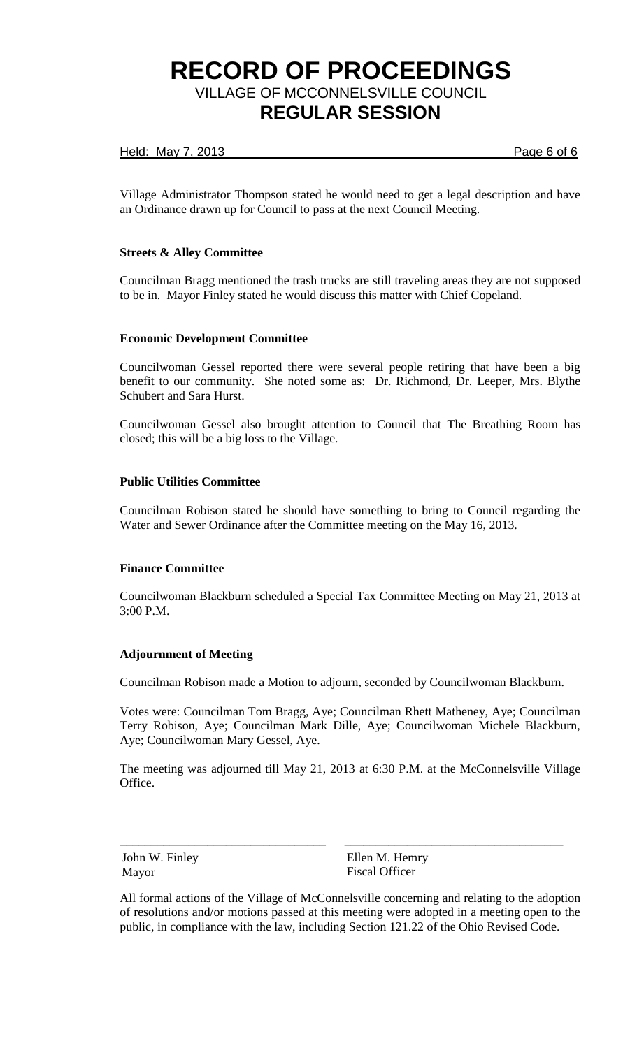Village Administrator Thompson stated he would need to get a legal description and have an Ordinance drawn up for Council to pass at the next Council Meeting.

**Streets & Alley Committee**

Councilman Bragg mentioned the trash trucks are still traveling areas they are not supposed to be in. Mayor Finley stated he would discuss this matter with Chief Copeland.

**Economic Development Committee**

Councilwoman Gessel reported there were several people retiring that have been a big benefit to our community. She noted some as: Dr. Richmond, Dr. Leeper, Mrs. Blythe Schubert and Sara Hurst.

Councilwoman Gessel also brought attention to Council that The Breathing Room has closed; this will be a big loss to the Village.

**Public Utilities Committee**

Councilman Robison stated he should have something to bring to Council regarding the Water and Sewer Ordinance after the Committee meeting on the May 16, 2013.

**Finance Committee**

Councilwoman Blackburn scheduled a Special Tax Committee Meeting on May 21, 2013 at 3:00 P.M.

**Adjournment of Meeting**

Councilman Robison made a Motion to adjourn, seconded by Councilwoman Blackburn.

Votes were: Councilman Tom Bragg, Aye; Councilman Rhett Matheney, Aye; Councilman Terry Robison, Aye; Councilman Mark Dille, Aye; Councilwoman Michele Blackburn, Aye; Councilwoman Mary Gessel, Aye.

The meeting was adjourned till May 21, 2013 at 6:30 P.M. at the McConnelsville Village Office.

\_\_\_\_\_\_\_\_\_\_\_\_\_\_\_\_\_\_\_\_\_\_\_\_\_\_\_\_\_\_\_\_\_\_ \_\_\_\_\_\_\_\_\_\_\_\_\_\_\_\_\_\_\_\_\_\_\_\_\_\_\_\_\_\_\_\_\_\_

John W. Finley
Mayor

Ellen M. Hemry
Fiscal Officer

All formal actions of the Village of McConnelsville concerning and relating to the adoption of resolutions and/or motions passed at this meeting were adopted in a meeting open to the public, in compliance with the law, including Section 121.22 of the Ohio Revised Code.